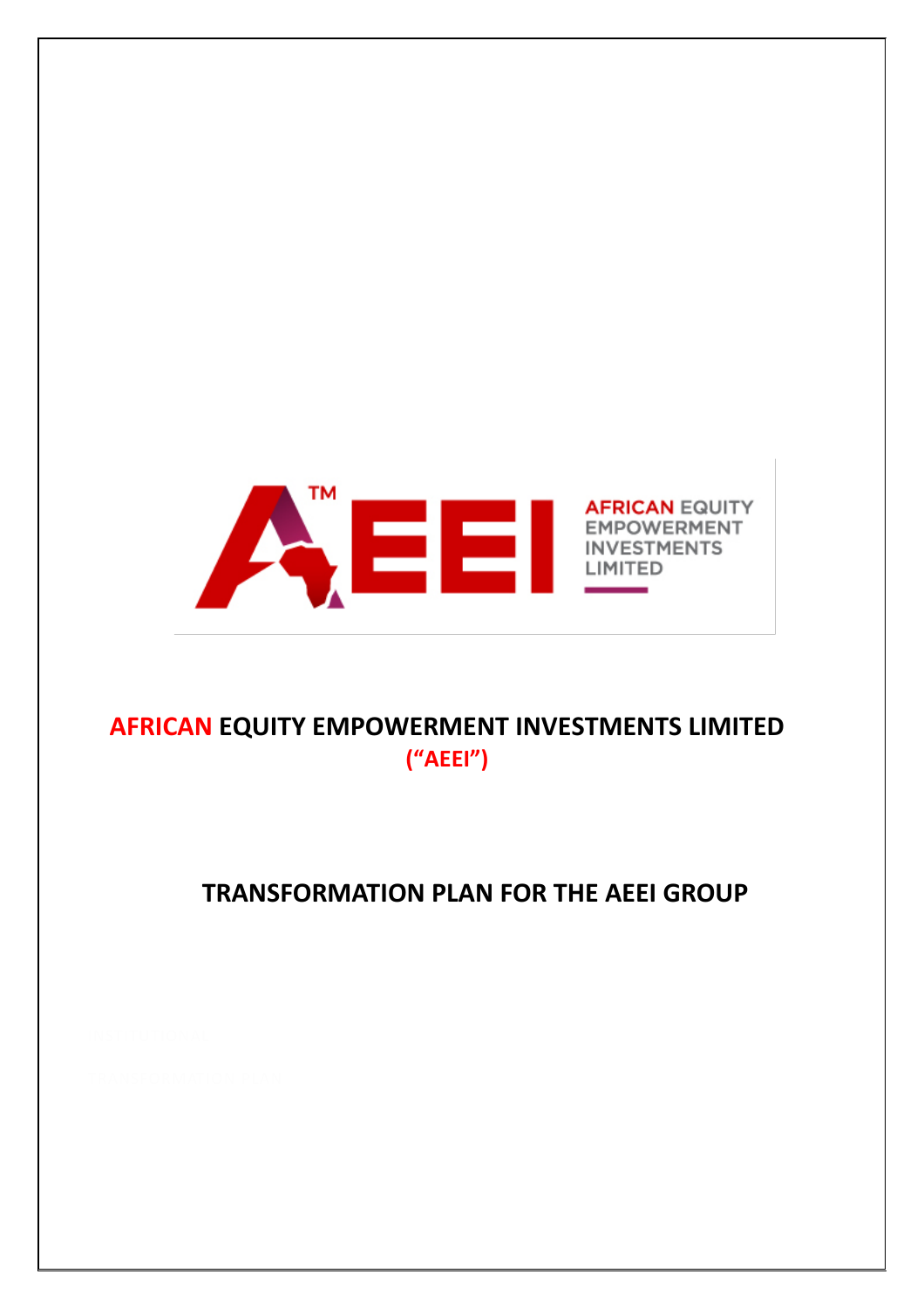# AFRICAN EQUITY EMPOWERMENT INVESTMENTS LIMITED

**("AEEI")**

## TRANSFORMATION PLAN FOR THE AEEI GROUP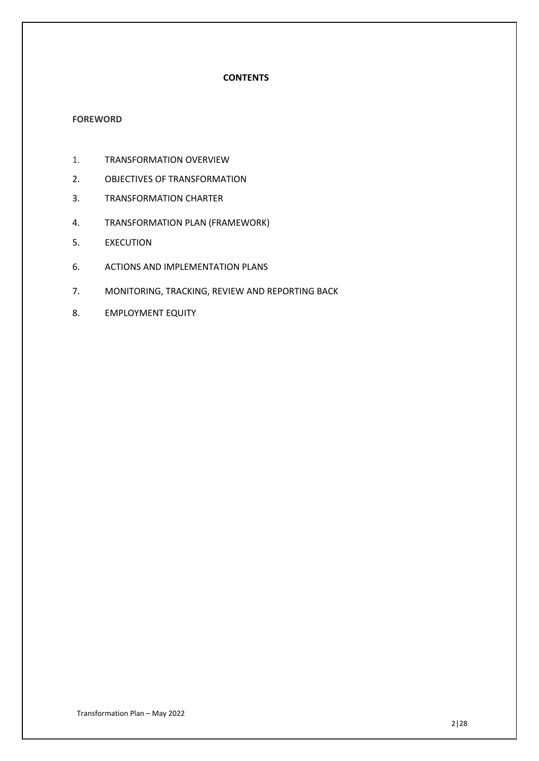# CONTENTS

**FOREWORD**

1. TRANSFORMATION OVERVIEW
2. OBJECTIVES OF TRANSFORMATION
3. TRANSFORMATION CHARTER
4. TRANSFORMATION PLAN (FRAMEWORK)
5. EXECUTION
6. ACTIONS AND IMPLEMENTATION PLANS
7. MONITORING, TRACKING, REVIEW AND REPORTING BACK
8. EMPLOYMENT EQUITY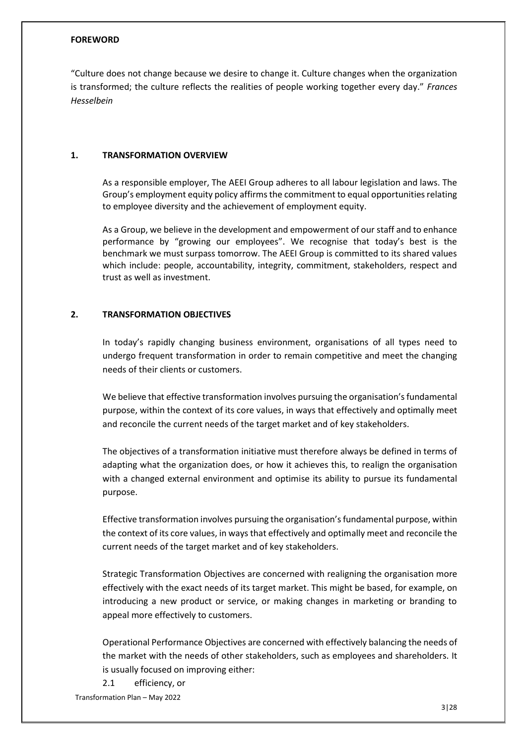**FOREWORD**

"Culture does not change because we desire to change it. Culture changes when the organization is transformed; the culture reflects the realities of people working together every day." *Frances Hesselbein*

## 1. TRANSFORMATION OVERVIEW

As a responsible employer, The AEEI Group adheres to all labour legislation and laws. The Group's employment equity policy affirms the commitment to equal opportunities relating to employee diversity and the achievement of employment equity.

As a Group, we believe in the development and empowerment of our staff and to enhance performance by "growing our employees". We recognise that today's best is the benchmark we must surpass tomorrow. The AEEI Group is committed to its shared values which include: people, accountability, integrity, commitment, stakeholders, respect and trust as well as investment.

## 2. TRANSFORMATION OBJECTIVES

In today's rapidly changing business environment, organisations of all types need to undergo frequent transformation in order to remain competitive and meet the changing needs of their clients or customers.

We believe that effective transformation involves pursuing the organisation's fundamental purpose, within the context of its core values, in ways that effectively and optimally meet and reconcile the current needs of the target market and of key stakeholders.

The objectives of a transformation initiative must therefore always be defined in terms of adapting what the organization does, or how it achieves this, to realign the organisation with a changed external environment and optimise its ability to pursue its fundamental purpose.

Effective transformation involves pursuing the organisation's fundamental purpose, within the context of its core values, in ways that effectively and optimally meet and reconcile the current needs of the target market and of key stakeholders.

Strategic Transformation Objectives are concerned with realigning the organisation more effectively with the exact needs of its target market. This might be based, for example, on introducing a new product or service, or making changes in marketing or branding to appeal more effectively to customers.

Operational Performance Objectives are concerned with effectively balancing the needs of the market with the needs of other stakeholders, such as employees and shareholders. It is usually focused on improving either:

2.1 efficiency, or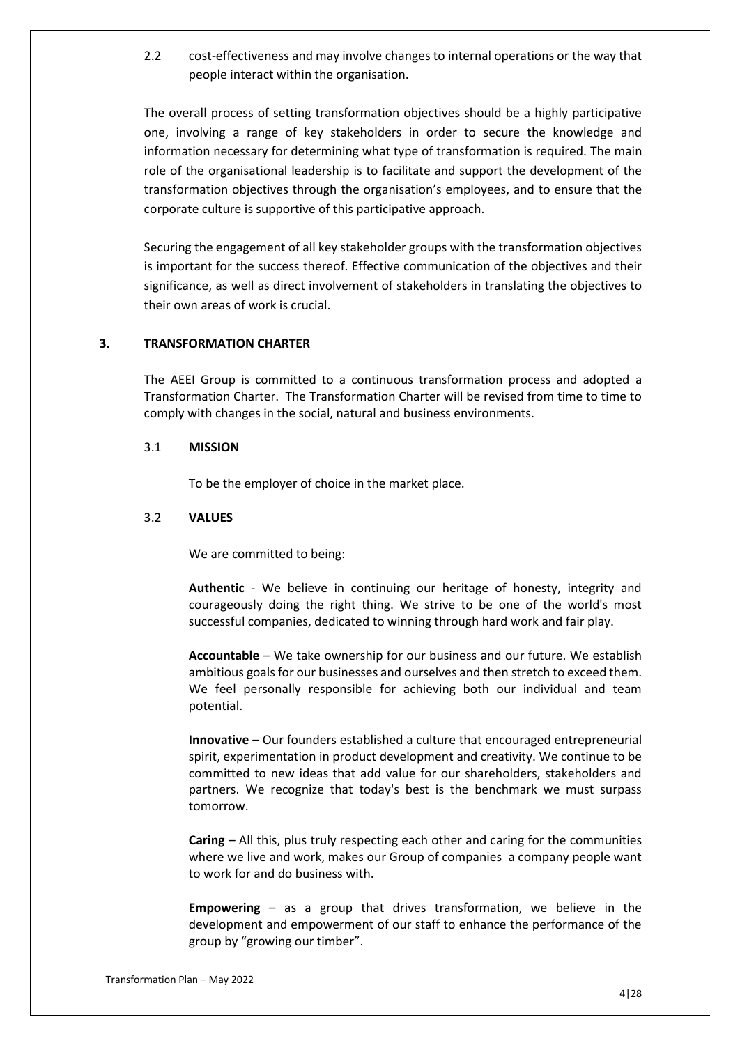2.2 cost-effectiveness and may involve changes to internal operations or the way that people interact within the organisation.

The overall process of setting transformation objectives should be a highly participative one, involving a range of key stakeholders in order to secure the knowledge and information necessary for determining what type of transformation is required. The main role of the organisational leadership is to facilitate and support the development of the transformation objectives through the organisation's employees, and to ensure that the corporate culture is supportive of this participative approach.

Securing the engagement of all key stakeholder groups with the transformation objectives is important for the success thereof. Effective communication of the objectives and their significance, as well as direct involvement of stakeholders in translating the objectives to their own areas of work is crucial.

## 3. TRANSFORMATION CHARTER

The AEEI Group is committed to a continuous transformation process and adopted a Transformation Charter. The Transformation Charter will be revised from time to time to comply with changes in the social, natural and business environments.

### 3.1 MISSION

To be the employer of choice in the market place.

### 3.2 VALUES

We are committed to being:

**Authentic** - We believe in continuing our heritage of honesty, integrity and courageously doing the right thing. We strive to be one of the world's most successful companies, dedicated to winning through hard work and fair play.

**Accountable** – We take ownership for our business and our future. We establish ambitious goals for our businesses and ourselves and then stretch to exceed them. We feel personally responsible for achieving both our individual and team potential.

**Innovative** – Our founders established a culture that encouraged entrepreneurial spirit, experimentation in product development and creativity. We continue to be committed to new ideas that add value for our shareholders, stakeholders and partners. We recognize that today's best is the benchmark we must surpass tomorrow.

**Caring** – All this, plus truly respecting each other and caring for the communities where we live and work, makes our Group of companies a company people want to work for and do business with.

**Empowering** – as a group that drives transformation, we believe in the development and empowerment of our staff to enhance the performance of the group by "growing our timber".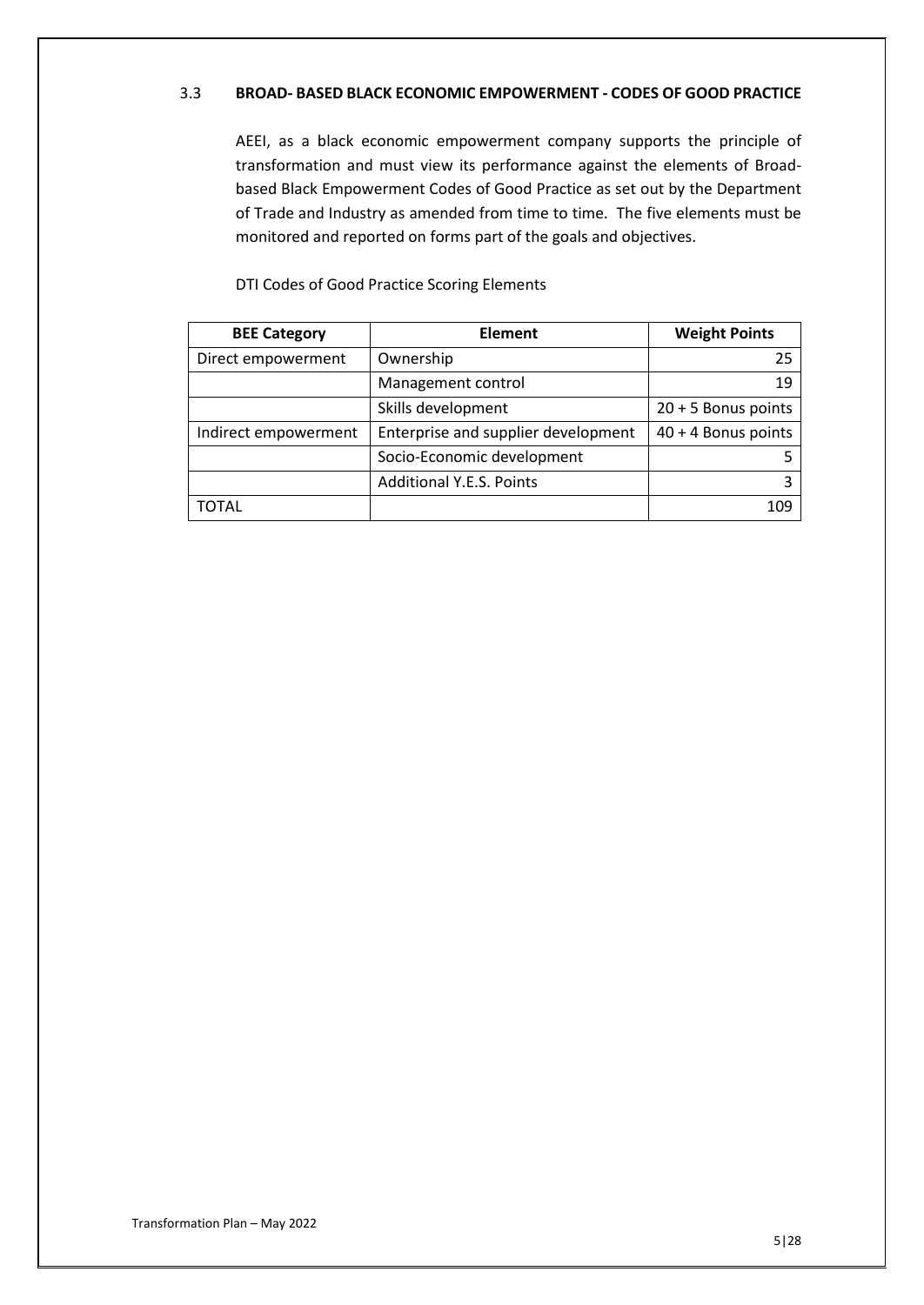### 3.3 BROAD- BASED BLACK ECONOMIC EMPOWERMENT - CODES OF GOOD PRACTICE

AEEI, as a black economic empowerment company supports the principle of transformation and must view its performance against the elements of Broad-based Black Empowerment Codes of Good Practice as set out by the Department of Trade and Industry as amended from time to time. The five elements must be monitored and reported on forms part of the goals and objectives.

DTI Codes of Good Practice Scoring Elements

| BEE Category | Element | Weight Points |
|---|---|---|
| Direct empowerment | Ownership | 25 |
| | Management control | 19 |
| | Skills development | 20 + 5 Bonus points |
| Indirect empowerment | Enterprise and supplier development | 40 + 4 Bonus points |
| | Socio-Economic development | 5 |
| | Additional Y.E.S. Points | 3 |
| TOTAL | | 109 |

Transformation Plan – May 2022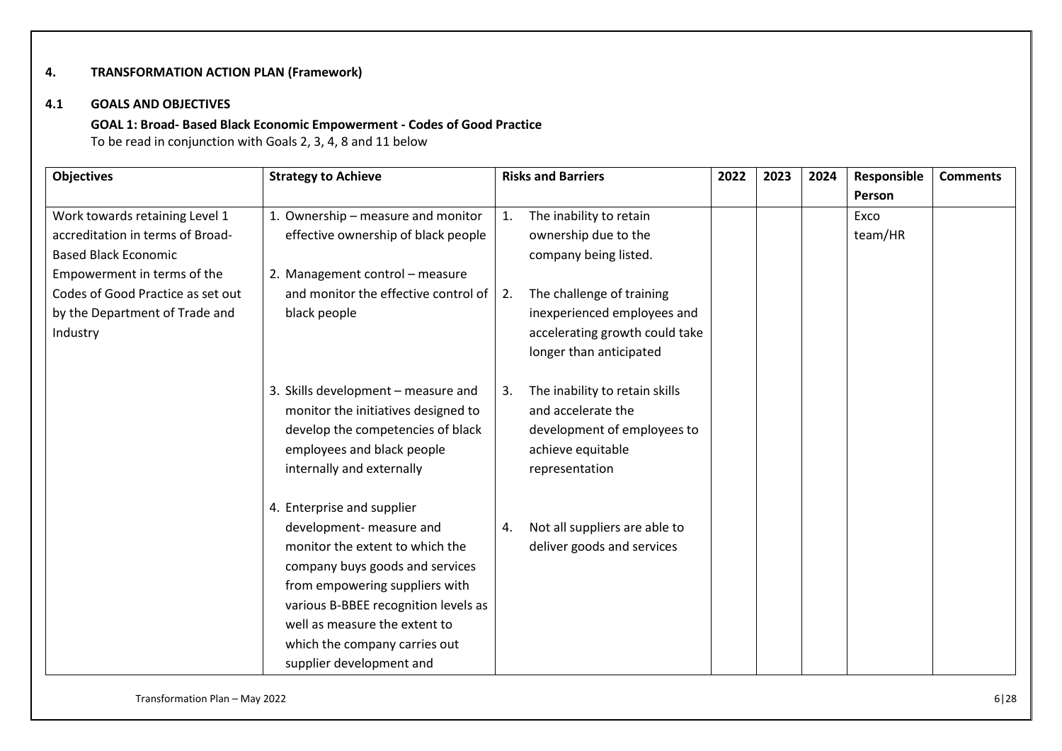## 4. TRANSFORMATION ACTION PLAN (Framework)

### 4.1 GOALS AND OBJECTIVES

**GOAL 1: Broad- Based Black Economic Empowerment - Codes of Good Practice**

To be read in conjunction with Goals 2, 3, 4, 8 and 11 below

| Objectives | Strategy to Achieve | Risks and Barriers | 2022 | 2023 | 2024 | Responsible Person | Comments |
|---|---|---|---|---|---|---|---|
| Work towards retaining Level 1 accreditation in terms of Broad-Based Black Economic Empowerment in terms of the Codes of Good Practice as set out by the Department of Trade and Industry | 1. Ownership – measure and monitor effective ownership of black people<br><br>2. Management control – measure and monitor the effective control of black people<br><br>3. Skills development – measure and monitor the initiatives designed to develop the competencies of black employees and black people internally and externally<br><br>4. Enterprise and supplier development- measure and monitor the extent to which the company buys goods and services from empowering suppliers with various B-BBEE recognition levels as well as measure the extent to which the company carries out supplier development and | 1. The inability to retain ownership due to the company being listed.<br><br>2. The challenge of training inexperienced employees and accelerating growth could take longer than anticipated<br><br>3. The inability to retain skills and accelerate the development of employees to achieve equitable representation<br><br>4. Not all suppliers are able to deliver goods and services | | | | Exco team/HR | |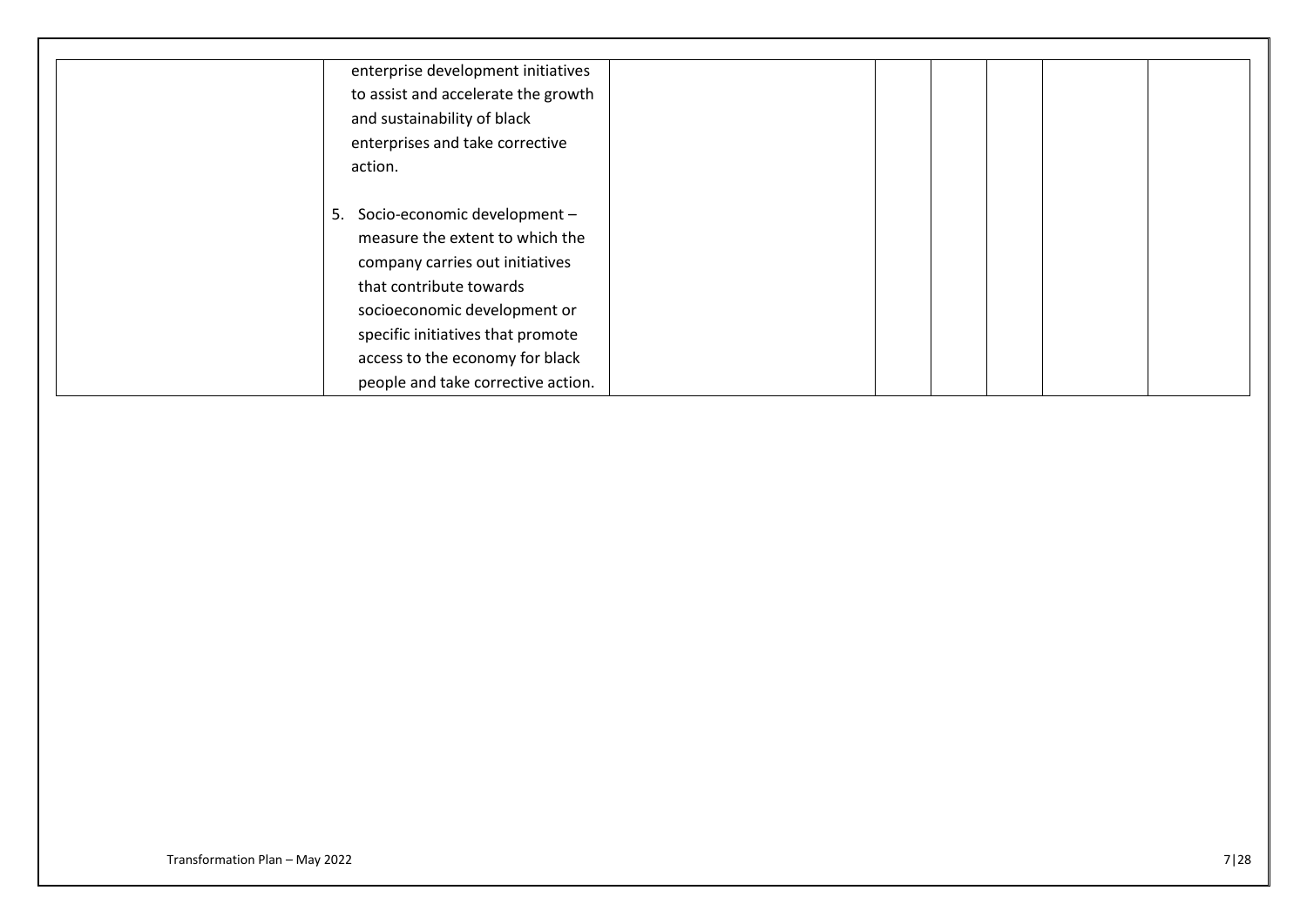| | | | | | | | |
|---|---|---|---|---|---|---|---|
| | enterprise development initiatives to assist and accelerate the growth and sustainability of black enterprises and take corrective action.<br><br>5. Socio-economic development – measure the extent to which the company carries out initiatives that contribute towards socioeconomic development or specific initiatives that promote access to the economy for black people and take corrective action. | | | | | | |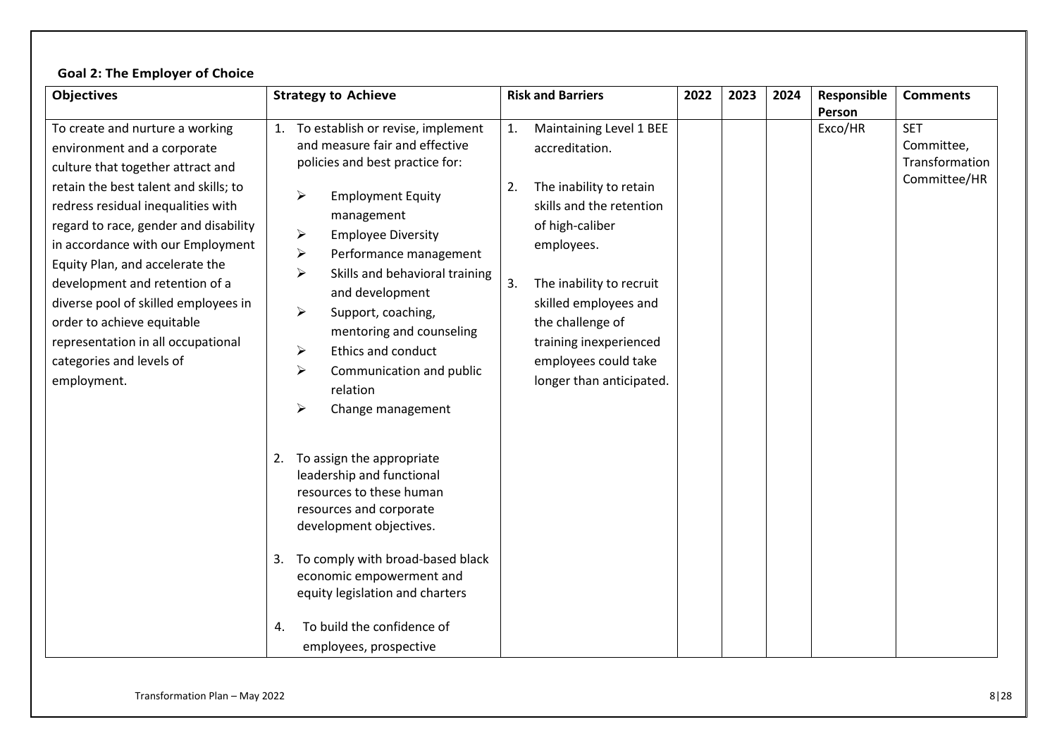**Goal 2: The Employer of Choice**

| Objectives | Strategy to Achieve | Risk and Barriers | 2022 | 2023 | 2024 | Responsible Person | Comments |
|---|---|---|---|---|---|---|---|
| To create and nurture a working environment and a corporate culture that together attract and retain the best talent and skills; to redress residual inequalities with regard to race, gender and disability in accordance with our Employment Equity Plan, and accelerate the development and retention of a diverse pool of skilled employees in order to achieve equitable representation in all occupational categories and levels of employment. | 1. To establish or revise, implement and measure fair and effective policies and best practice for:<br>➢ Employment Equity management<br>➢ Employee Diversity<br>➢ Performance management<br>➢ Skills and behavioral training and development<br>➢ Support, coaching, mentoring and counseling<br>➢ Ethics and conduct<br>➢ Communication and public relation<br>➢ Change management<br><br>2. To assign the appropriate leadership and functional resources to these human resources and corporate development objectives.<br><br>3. To comply with broad-based black economic empowerment and equity legislation and charters<br><br>4. To build the confidence of employees, prospective | 1. Maintaining Level 1 BEE accreditation.<br><br>2. The inability to retain skills and the retention of high-caliber employees.<br><br>3. The inability to recruit skilled employees and the challenge of training inexperienced employees could take longer than anticipated. | | | | Exco/HR | SET Committee, Transformation Committee/HR |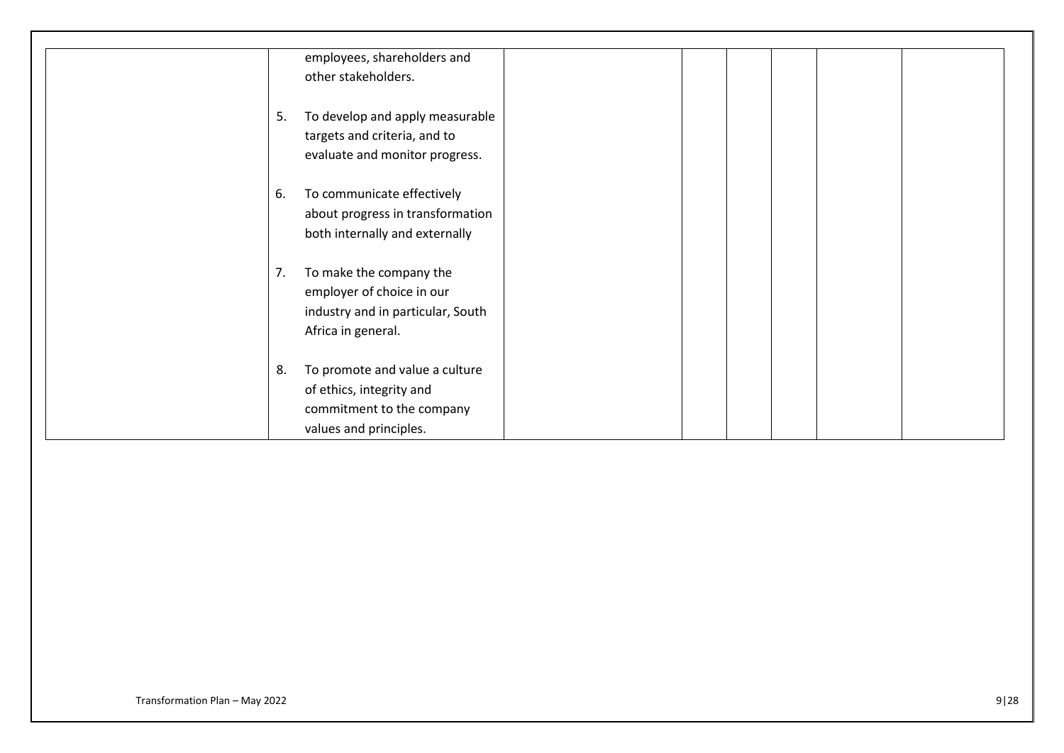| | | | | | | | |
|---|---|---|---|---|---|---|---|
| | employees, shareholders and other stakeholders.<br><br>5. To develop and apply measurable targets and criteria, and to evaluate and monitor progress.<br><br>6. To communicate effectively about progress in transformation both internally and externally<br><br>7. To make the company the employer of choice in our industry and in particular, South Africa in general.<br><br>8. To promote and value a culture of ethics, integrity and commitment to the company values and principles. | | | | | | |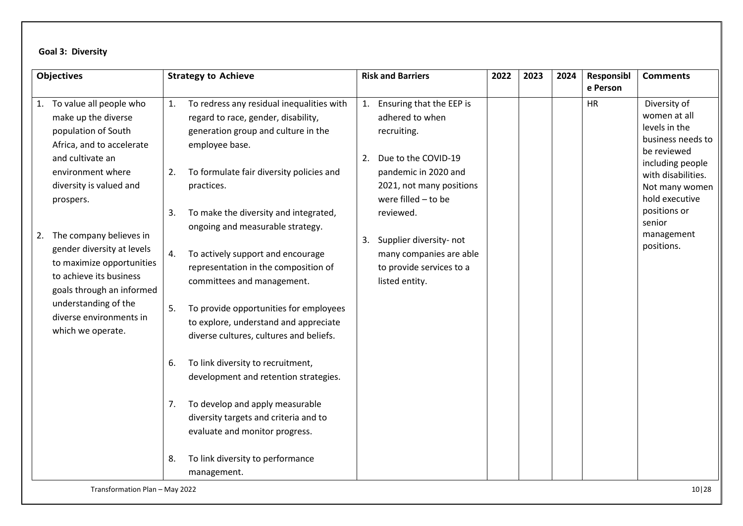**Goal 3: Diversity**

| Objectives | Strategy to Achieve | Risk and Barriers | 2022 | 2023 | 2024 | Responsible Person | Comments |
|---|---|---|---|---|---|---|---|
| 1. To value all people who make up the diverse population of South Africa, and to accelerate and cultivate an environment where diversity is valued and prospers.<br><br>2. The company believes in gender diversity at levels to maximize opportunities to achieve its business goals through an informed understanding of the diverse environments in which we operate. | 1. To redress any residual inequalities with regard to race, gender, disability, generation group and culture in the employee base.<br><br>2. To formulate fair diversity policies and practices.<br><br>3. To make the diversity and integrated, ongoing and measurable strategy.<br><br>4. To actively support and encourage representation in the composition of committees and management.<br><br>5. To provide opportunities for employees to explore, understand and appreciate diverse cultures, cultures and beliefs.<br><br>6. To link diversity to recruitment, development and retention strategies.<br><br>7. To develop and apply measurable diversity targets and criteria and to evaluate and monitor progress.<br><br>8. To link diversity to performance management. | 1. Ensuring that the EEP is adhered to when recruiting.<br><br>2. Due to the COVID-19 pandemic in 2020 and 2021, not many positions were filled – to be reviewed.<br><br>3. Supplier diversity- not many companies are able to provide services to a listed entity. | | | | HR | Diversity of women at all levels in the business needs to be reviewed including people with disabilities. Not many women hold executive positions or senior management positions. |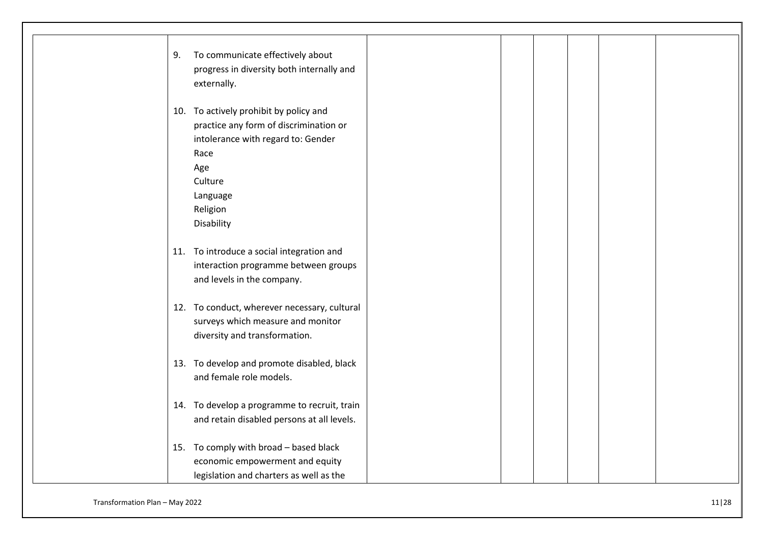| | | | | | | | |
|---|---|---|---|---|---|---|---|
| | 9. To communicate effectively about progress in diversity both internally and externally.<br><br>10. To actively prohibit by policy and practice any form of discrimination or intolerance with regard to: Gender<br>Race<br>Age<br>Culture<br>Language<br>Religion<br>Disability<br><br>11. To introduce a social integration and interaction programme between groups and levels in the company.<br><br>12. To conduct, wherever necessary, cultural surveys which measure and monitor diversity and transformation.<br><br>13. To develop and promote disabled, black and female role models.<br><br>14. To develop a programme to recruit, train and retain disabled persons at all levels.<br><br>15. To comply with broad – based black economic empowerment and equity legislation and charters as well as the | | | | | | |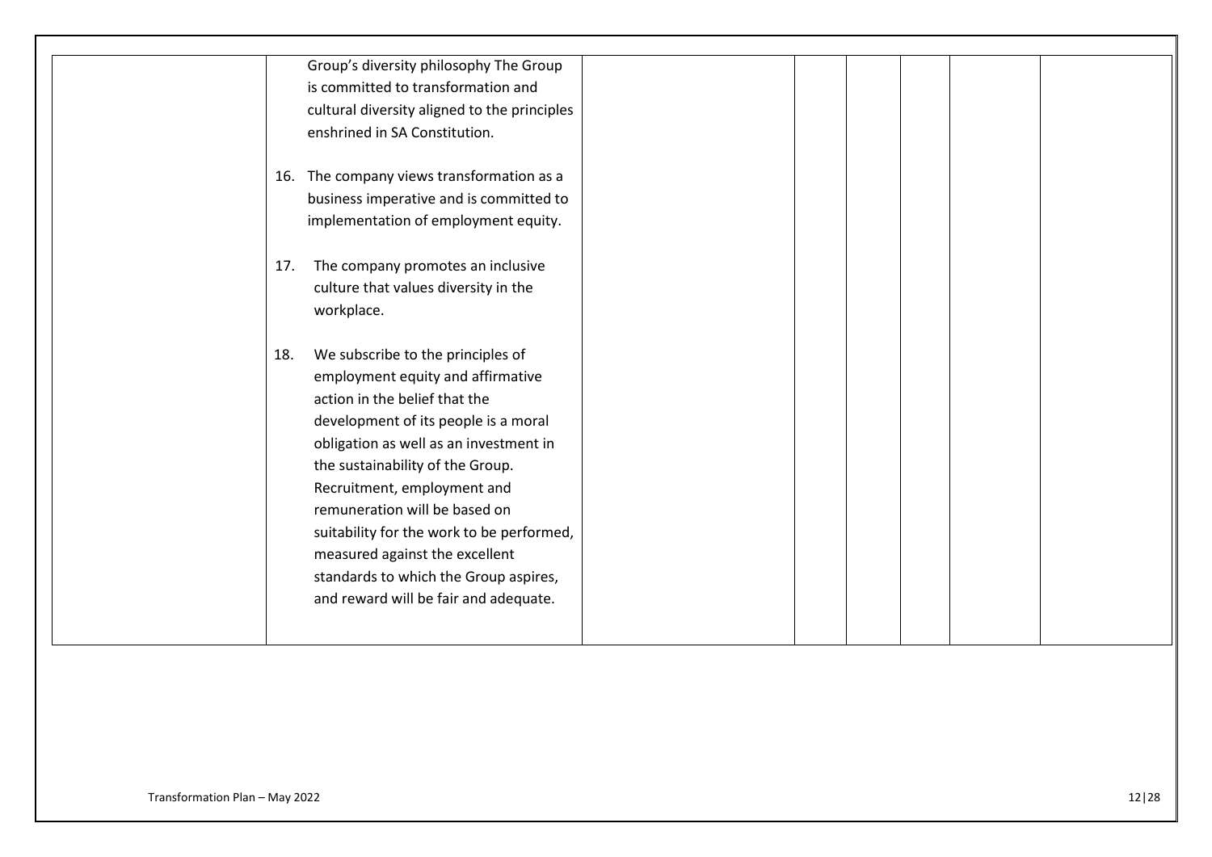|  |  |  |  |  |  |  |
|---|---|---|---|---|---|---|
|  | Group's diversity philosophy The Group is committed to transformation and cultural diversity aligned to the principles enshrined in SA Constitution.<br><br>16. The company views transformation as a business imperative and is committed to implementation of employment equity.<br><br>17. The company promotes an inclusive culture that values diversity in the workplace.<br><br>18. We subscribe to the principles of employment equity and affirmative action in the belief that the development of its people is a moral obligation as well as an investment in the sustainability of the Group. Recruitment, employment and remuneration will be based on suitability for the work to be performed, measured against the excellent standards to which the Group aspires, and reward will be fair and adequate. |  |  |  |  |  |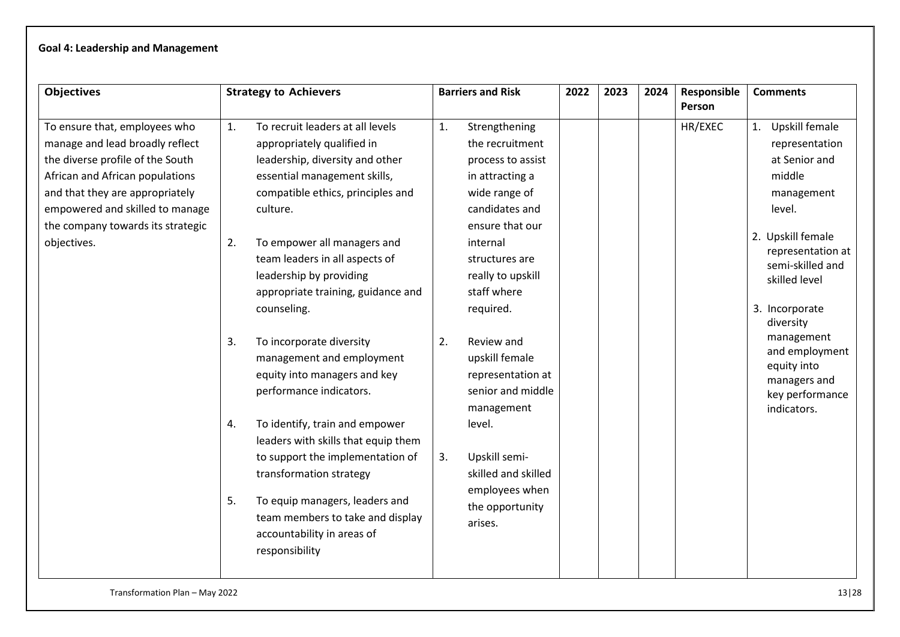**Goal 4: Leadership and Management**

| Objectives | Strategy to Achievers | Barriers and Risk | 2022 | 2023 | 2024 | Responsible Person | Comments |
|---|---|---|---|---|---|---|---|
| To ensure that, employees who manage and lead broadly reflect the diverse profile of the South African and African populations and that they are appropriately empowered and skilled to manage the company towards its strategic objectives. | 1. To recruit leaders at all levels appropriately qualified in leadership, diversity and other essential management skills, compatible ethics, principles and culture.<br><br>2. To empower all managers and team leaders in all aspects of leadership by providing appropriate training, guidance and counseling.<br><br>3. To incorporate diversity management and employment equity into managers and key performance indicators.<br><br>4. To identify, train and empower leaders with skills that equip them to support the implementation of transformation strategy<br><br>5. To equip managers, leaders and team members to take and display accountability in areas of responsibility | 1. Strengthening the recruitment process to assist in attracting a wide range of candidates and ensure that our internal structures are really to upskill staff where required.<br><br>2. Review and upskill female representation at senior and middle management level.<br><br>3. Upskill semi-skilled and skilled employees when the opportunity arises. | | | | HR/EXEC | 1. Upskill female representation at Senior and middle management level.<br><br>2. Upskill female representation at semi-skilled and skilled level<br><br>3. Incorporate diversity management and employment equity into managers and key performance indicators. |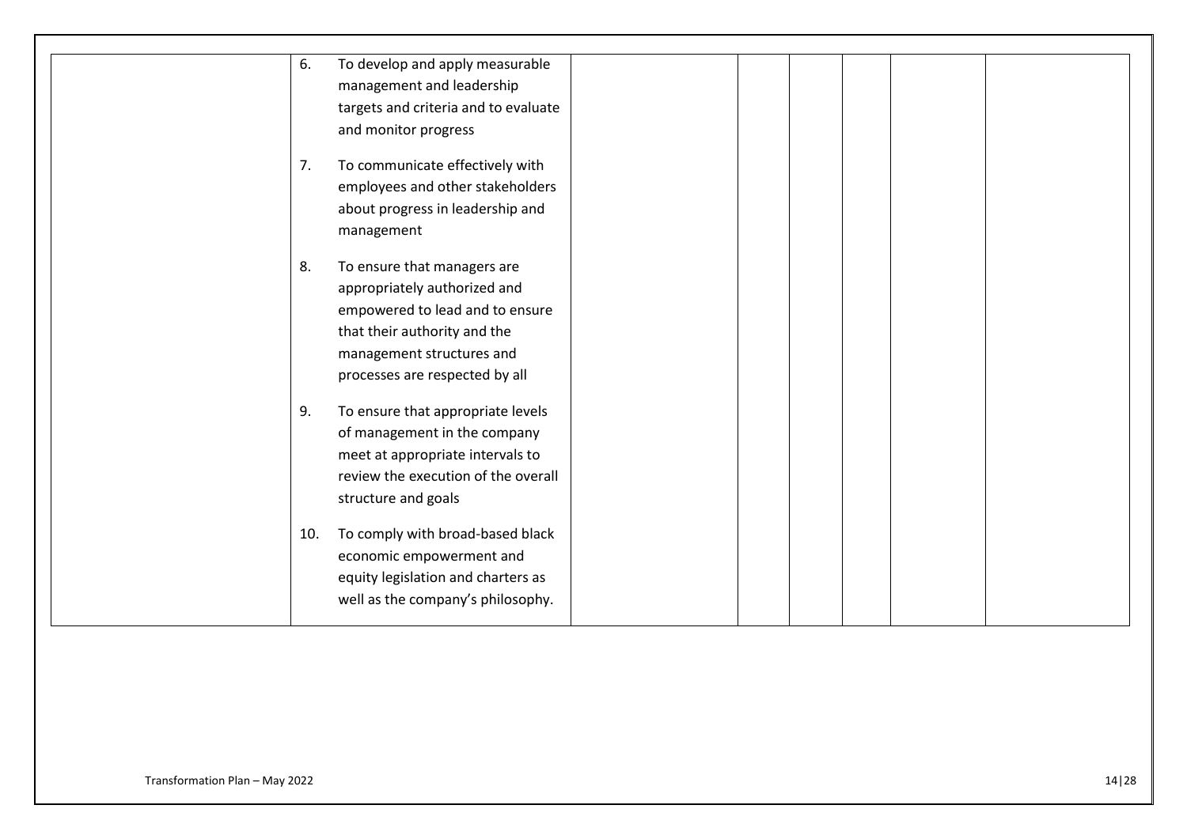|  |  |  |  |  |  |  |  |
|---|---|---|---|---|---|---|---|
|  | 6. To develop and apply measurable management and leadership targets and criteria and to evaluate and monitor progress<br><br>7. To communicate effectively with employees and other stakeholders about progress in leadership and management<br><br>8. To ensure that managers are appropriately authorized and empowered to lead and to ensure that their authority and the management structures and processes are respected by all<br><br>9. To ensure that appropriate levels of management in the company meet at appropriate intervals to review the execution of the overall structure and goals<br><br>10. To comply with broad-based black economic empowerment and equity legislation and charters as well as the company's philosophy. |  |  |  |  |  |  |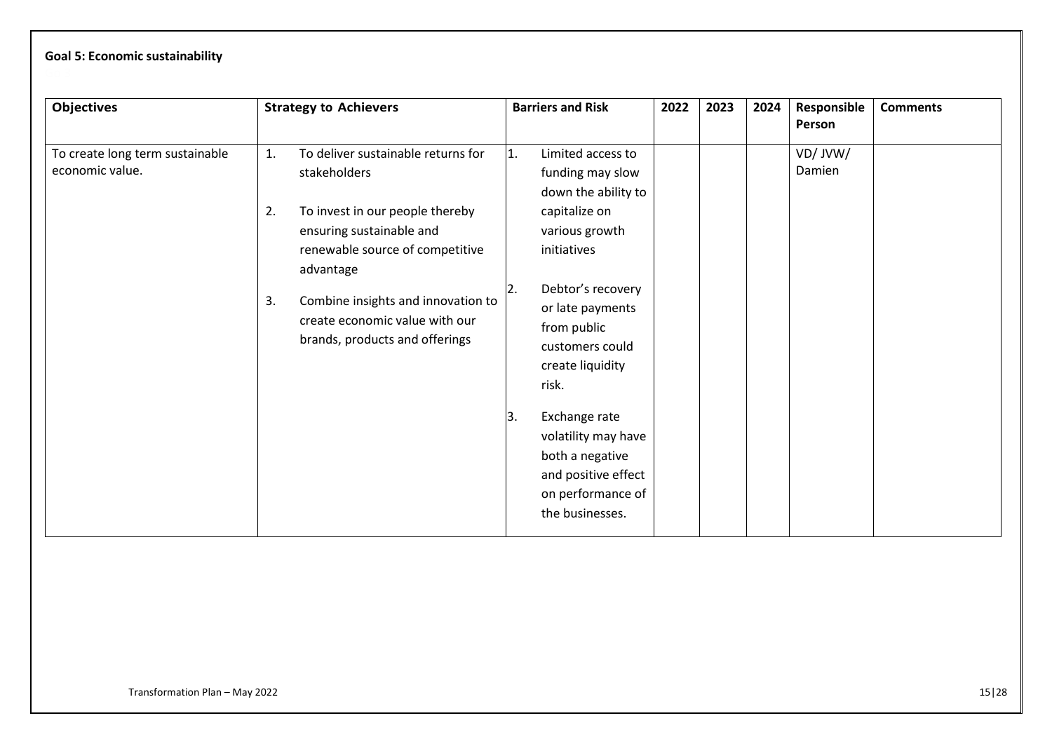**Goal 5: Economic sustainability**

| Objectives | Strategy to Achievers | Barriers and Risk | 2022 | 2023 | 2024 | Responsible Person | Comments |
|---|---|---|---|---|---|---|---|
| To create long term sustainable economic value. | 1. To deliver sustainable returns for stakeholders<br><br>2. To invest in our people thereby ensuring sustainable and renewable source of competitive advantage<br><br>3. Combine insights and innovation to create economic value with our brands, products and offerings | 1. Limited access to funding may slow down the ability to capitalize on various growth initiatives<br><br>2. Debtor's recovery or late payments from public customers could create liquidity risk.<br><br>3. Exchange rate volatility may have both a negative and positive effect on performance of the businesses. | | | | VD/ JVW/ Damien | |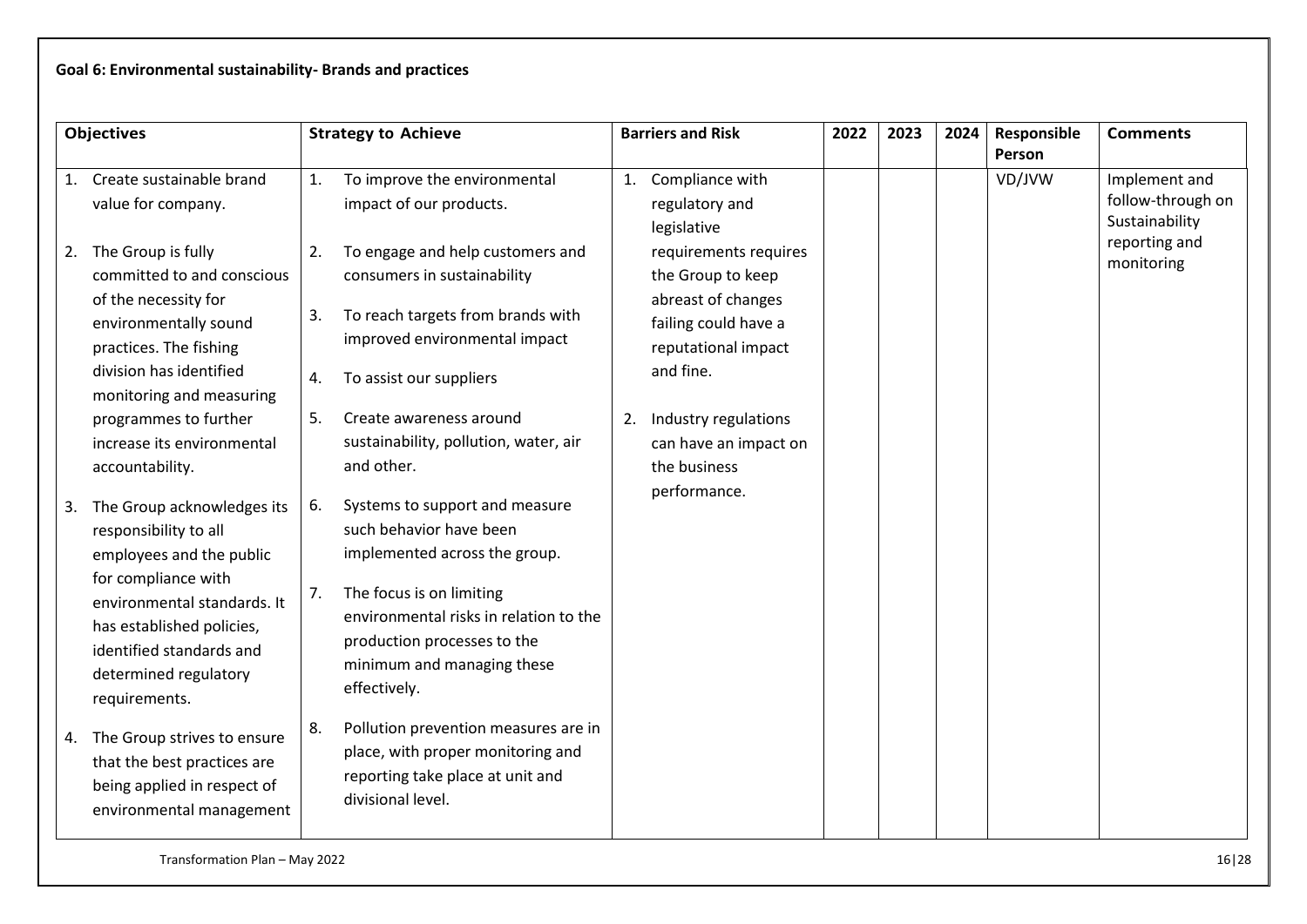**Goal 6: Environmental sustainability- Brands and practices**

| Objectives | Strategy to Achieve | Barriers and Risk | 2022 | 2023 | 2024 | Responsible Person | Comments |
|---|---|---|---|---|---|---|---|
| 1. Create sustainable brand value for company.<br><br>2. The Group is fully committed to and conscious of the necessity for environmentally sound practices. The fishing division has identified monitoring and measuring programmes to further increase its environmental accountability.<br><br>3. The Group acknowledges its responsibility to all employees and the public for compliance with environmental standards. It has established policies, identified standards and determined regulatory requirements.<br><br>4. The Group strives to ensure that the best practices are being applied in respect of environmental management | 1. To improve the environmental impact of our products.<br><br>2. To engage and help customers and consumers in sustainability<br><br>3. To reach targets from brands with improved environmental impact<br><br>4. To assist our suppliers<br><br>5. Create awareness around sustainability, pollution, water, air and other.<br><br>6. Systems to support and measure such behavior have been implemented across the group.<br><br>7. The focus is on limiting environmental risks in relation to the production processes to the minimum and managing these effectively.<br><br>8. Pollution prevention measures are in place, with proper monitoring and reporting take place at unit and divisional level. | 1. Compliance with regulatory and legislative requirements requires the Group to keep abreast of changes failing could have a reputational impact and fine.<br><br>2. Industry regulations can have an impact on the business performance. | | | | VD/JVW | Implement and follow-through on Sustainability reporting and monitoring |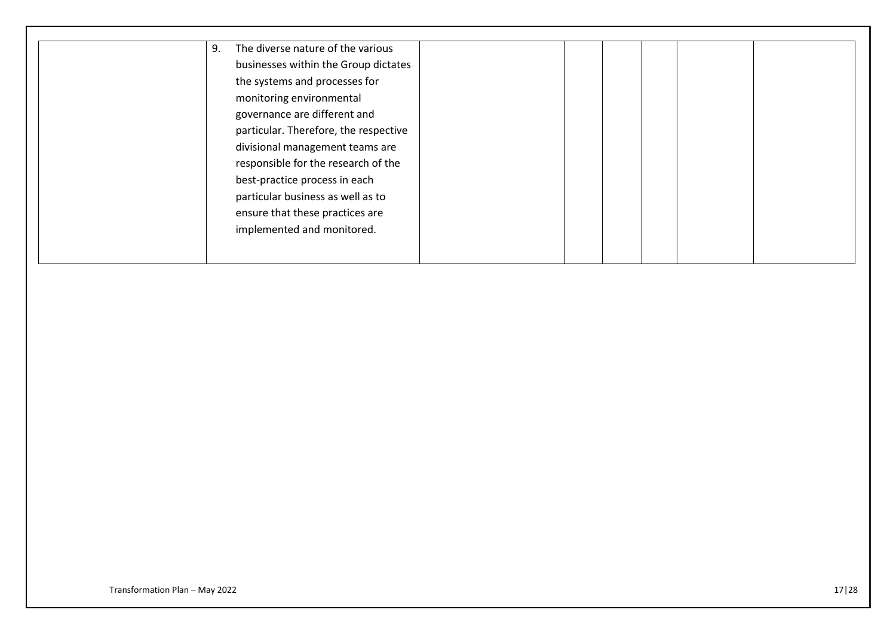| | | | | | | | |
|---|---|---|---|---|---|---|---|
| | 9. The diverse nature of the various businesses within the Group dictates the systems and processes for monitoring environmental governance are different and particular. Therefore, the respective divisional management teams are responsible for the research of the best-practice process in each particular business as well as to ensure that these practices are implemented and monitored. | | | | | | |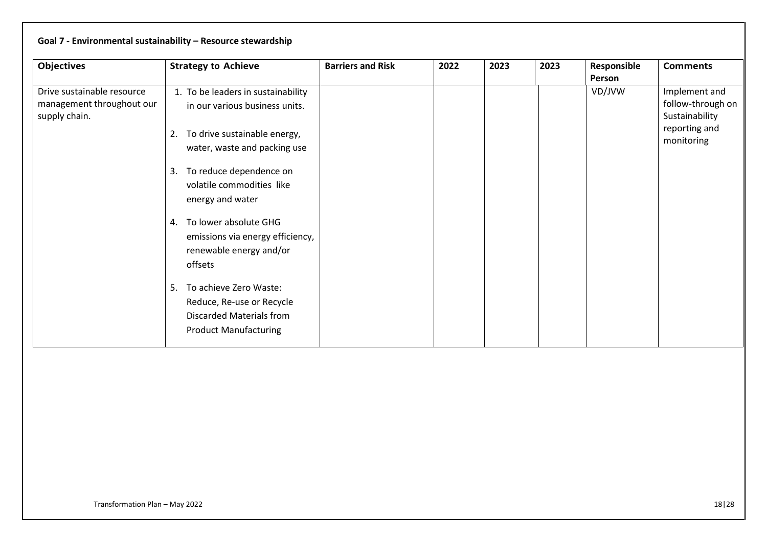**Goal 7 - Environmental sustainability – Resource stewardship**

| Objectives | Strategy to Achieve | Barriers and Risk | 2022 | 2023 | 2023 | Responsible Person | Comments |
|---|---|---|---|---|---|---|---|
| Drive sustainable resource management throughout our supply chain. | 1. To be leaders in sustainability in our various business units.<br>2. To drive sustainable energy, water, waste and packing use<br>3. To reduce dependence on volatile commodities like energy and water<br>4. To lower absolute GHG emissions via energy efficiency, renewable energy and/or offsets<br>5. To achieve Zero Waste: Reduce, Re-use or Recycle Discarded Materials from Product Manufacturing | | | | | VD/JVW | Implement and follow-through on Sustainability reporting and monitoring |

Transformation Plan – May 2022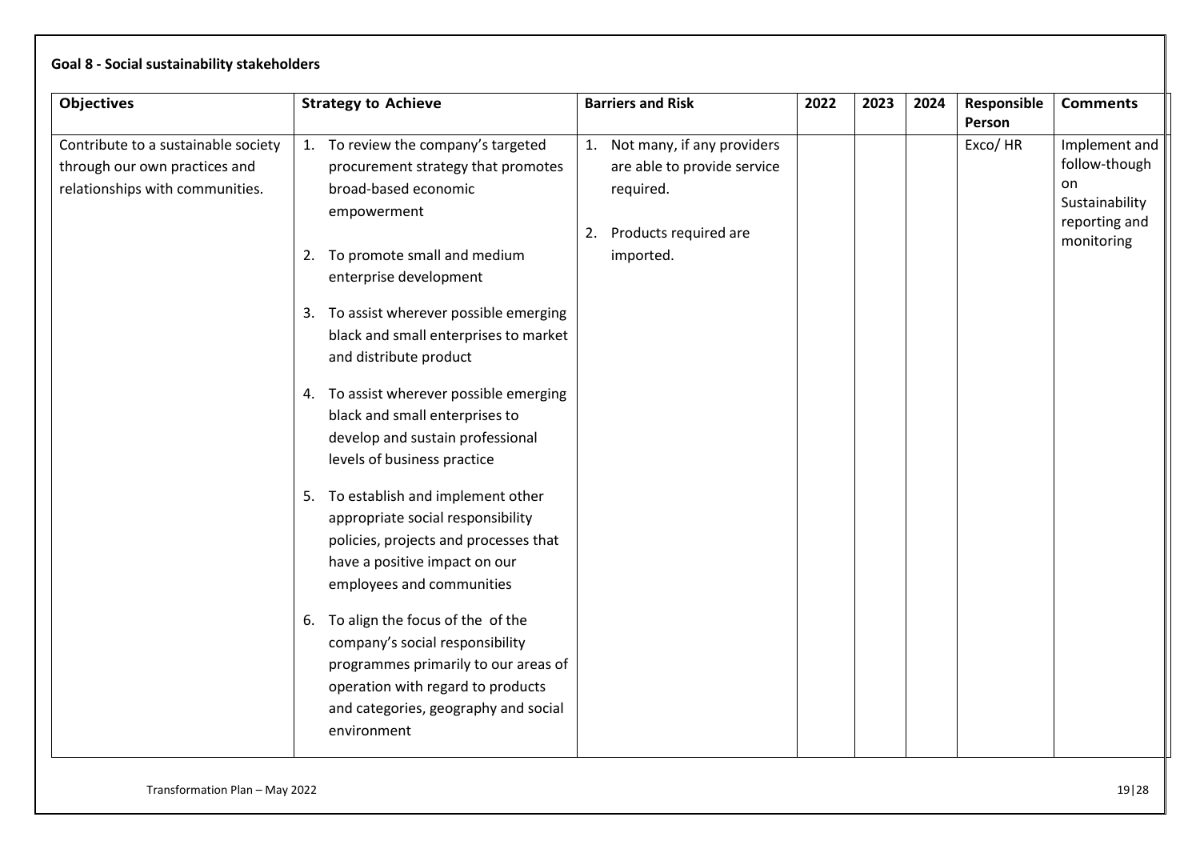**Goal 8 - Social sustainability stakeholders**

| Objectives | Strategy to Achieve | Barriers and Risk | 2022 | 2023 | 2024 | Responsible Person | Comments |
|---|---|---|---|---|---|---|---|
| Contribute to a sustainable society through our own practices and relationships with communities. | 1. To review the company's targeted procurement strategy that promotes broad-based economic empowerment<br><br>2. To promote small and medium enterprise development<br><br>3. To assist wherever possible emerging black and small enterprises to market and distribute product<br><br>4. To assist wherever possible emerging black and small enterprises to develop and sustain professional levels of business practice<br><br>5. To establish and implement other appropriate social responsibility policies, projects and processes that have a positive impact on our employees and communities<br><br>6. To align the focus of the of the company's social responsibility programmes primarily to our areas of operation with regard to products and categories, geography and social environment | 1. Not many, if any providers are able to provide service required.<br><br>2. Products required are imported. | | | | Exco/ HR | Implement and follow-though on Sustainability reporting and monitoring |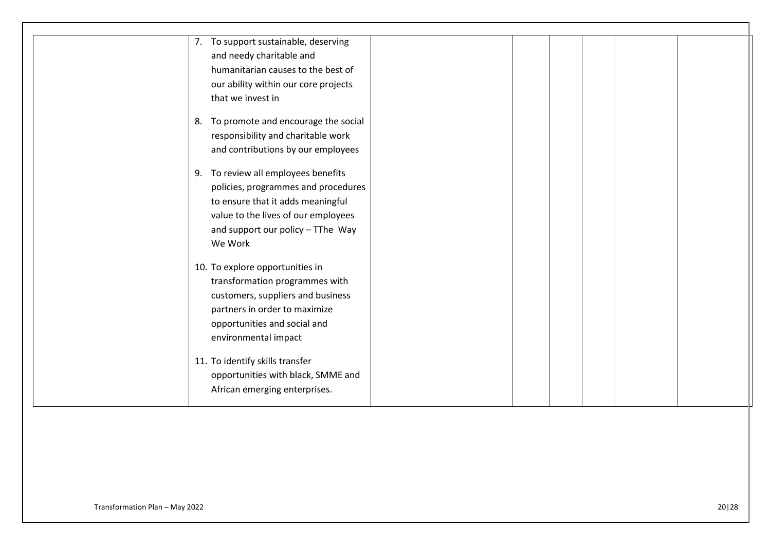| | | | | | | | |
|---|---|---|---|---|---|---|---|
| | 7. To support sustainable, deserving and needy charitable and humanitarian causes to the best of our ability within our core projects that we invest in<br><br>8. To promote and encourage the social responsibility and charitable work and contributions by our employees<br><br>9. To review all employees benefits policies, programmes and procedures to ensure that it adds meaningful value to the lives of our employees and support our policy – TThe Way We Work<br><br>10. To explore opportunities in transformation programmes with customers, suppliers and business partners in order to maximize opportunities and social and environmental impact<br><br>11. To identify skills transfer opportunities with black, SMME and African emerging enterprises. | | | | | | |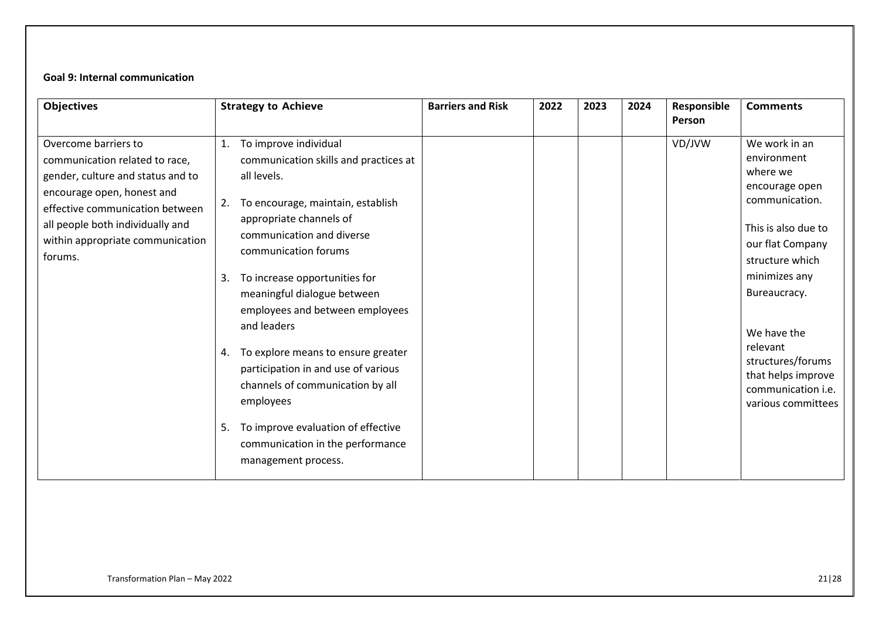**Goal 9: Internal communication**

| Objectives | Strategy to Achieve | Barriers and Risk | 2022 | 2023 | 2024 | Responsible Person | Comments |
|---|---|---|---|---|---|---|---|
| Overcome barriers to communication related to race, gender, culture and status and to encourage open, honest and effective communication between all people both individually and within appropriate communication forums. | 1. To improve individual communication skills and practices at all levels.<br><br>2. To encourage, maintain, establish appropriate channels of communication and diverse communication forums<br><br>3. To increase opportunities for meaningful dialogue between employees and between employees and leaders<br><br>4. To explore means to ensure greater participation in and use of various channels of communication by all employees<br><br>5. To improve evaluation of effective communication in the performance management process. | | | | | VD/JVW | We work in an environment where we encourage open communication.<br><br>This is also due to our flat Company structure which minimizes any Bureaucracy.<br><br>We have the relevant structures/forums that helps improve communication i.e. various committees |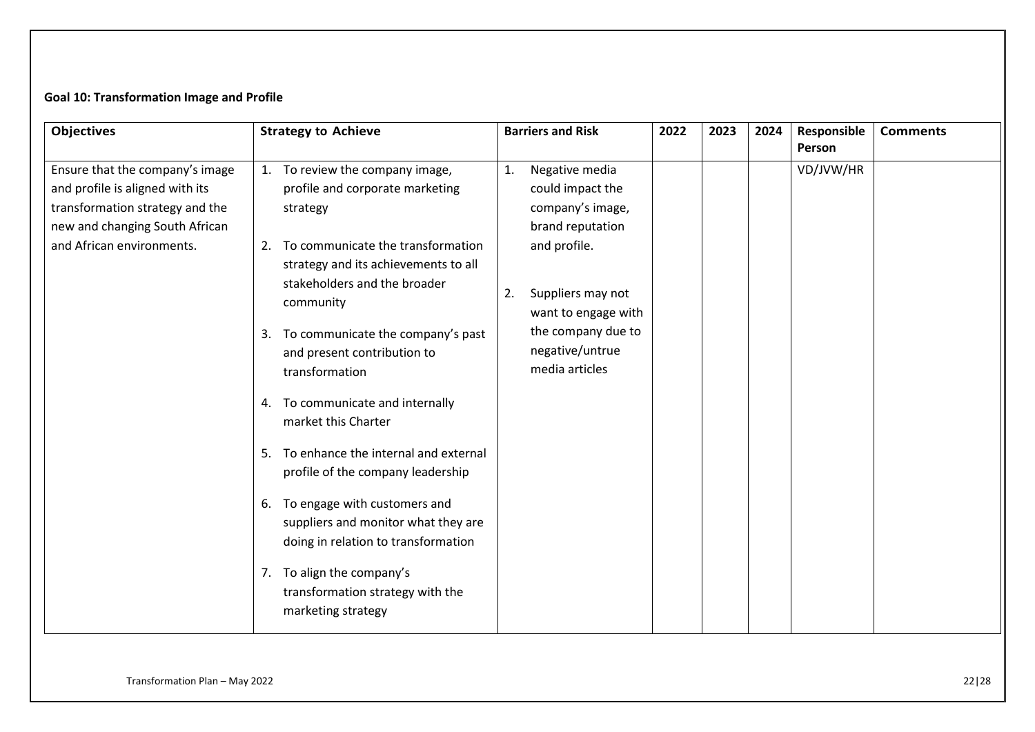**Goal 10: Transformation Image and Profile**

| Objectives | Strategy to Achieve | Barriers and Risk | 2022 | 2023 | 2024 | Responsible Person | Comments |
|---|---|---|---|---|---|---|---|
| Ensure that the company's image and profile is aligned with its transformation strategy and the new and changing South African and African environments. | 1. To review the company image, profile and corporate marketing strategy<br>2. To communicate the transformation strategy and its achievements to all stakeholders and the broader community<br>3. To communicate the company's past and present contribution to transformation<br>4. To communicate and internally market this Charter<br>5. To enhance the internal and external profile of the company leadership<br>6. To engage with customers and suppliers and monitor what they are doing in relation to transformation<br>7. To align the company's transformation strategy with the marketing strategy | 1. Negative media could impact the company's image, brand reputation and profile.<br>2. Suppliers may not want to engage with the company due to negative/untrue media articles | | | | VD/JVW/HR | |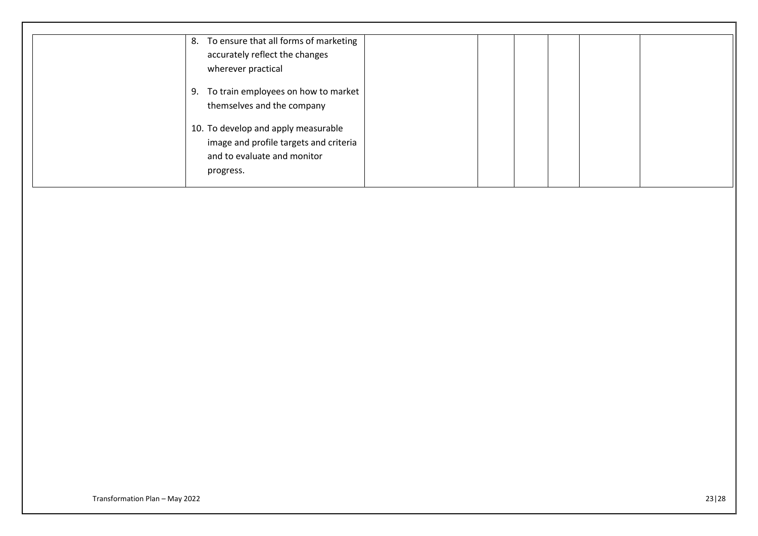| | | | | | | | |
|---|---|---|---|---|---|---|---|
| | 8. To ensure that all forms of marketing accurately reflect the changes wherever practical<br><br>9. To train employees on how to market themselves and the company<br><br>10. To develop and apply measurable image and profile targets and criteria and to evaluate and monitor progress. | | | | | | |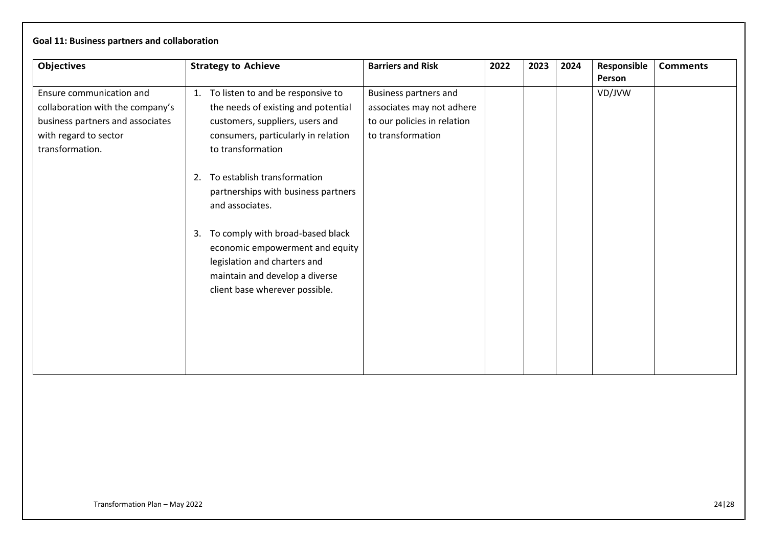**Goal 11: Business partners and collaboration**

| Objectives | Strategy to Achieve | Barriers and Risk | 2022 | 2023 | 2024 | Responsible Person | Comments |
|---|---|---|---|---|---|---|---|
| Ensure communication and collaboration with the company's business partners and associates with regard to sector transformation. | 1. To listen to and be responsive to the needs of existing and potential customers, suppliers, users and consumers, particularly in relation to transformation<br><br>2. To establish transformation partnerships with business partners and associates.<br><br>3. To comply with broad-based black economic empowerment and equity legislation and charters and maintain and develop a diverse client base wherever possible. | Business partners and associates may not adhere to our policies in relation to transformation | | | | VD/JVW | |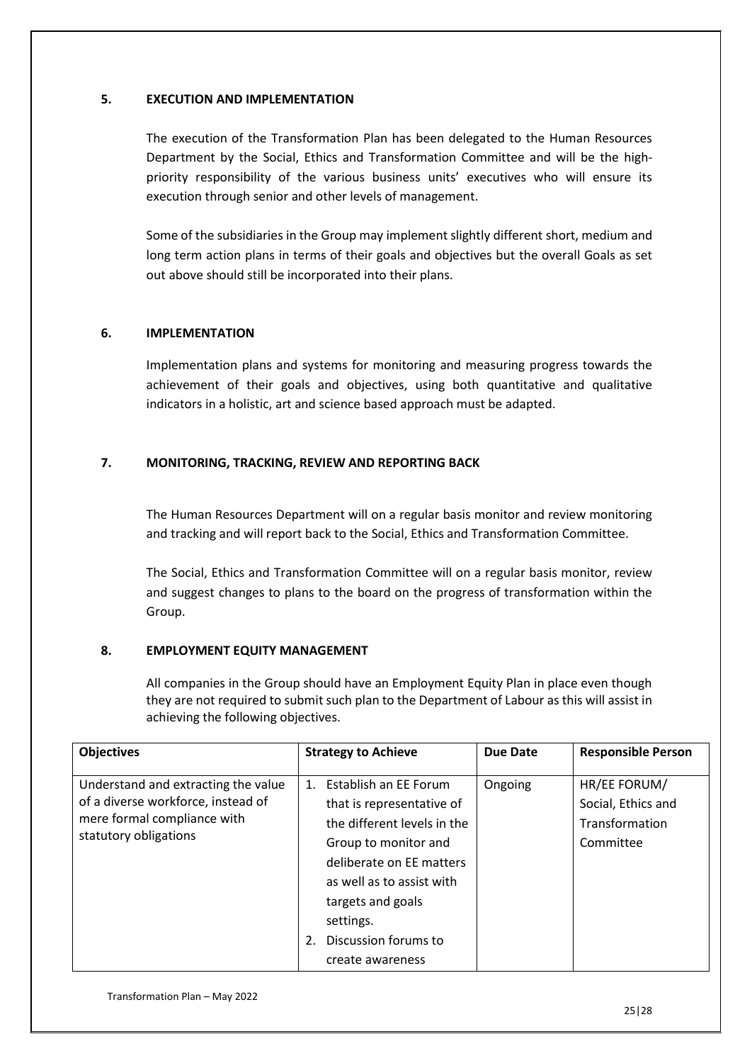## 5. EXECUTION AND IMPLEMENTATION

The execution of the Transformation Plan has been delegated to the Human Resources Department by the Social, Ethics and Transformation Committee and will be the high-priority responsibility of the various business units' executives who will ensure its execution through senior and other levels of management.

Some of the subsidiaries in the Group may implement slightly different short, medium and long term action plans in terms of their goals and objectives but the overall Goals as set out above should still be incorporated into their plans.

## 6. IMPLEMENTATION

Implementation plans and systems for monitoring and measuring progress towards the achievement of their goals and objectives, using both quantitative and qualitative indicators in a holistic, art and science based approach must be adapted.

## 7. MONITORING, TRACKING, REVIEW AND REPORTING BACK

The Human Resources Department will on a regular basis monitor and review monitoring and tracking and will report back to the Social, Ethics and Transformation Committee.

The Social, Ethics and Transformation Committee will on a regular basis monitor, review and suggest changes to plans to the board on the progress of transformation within the Group.

## 8. EMPLOYMENT EQUITY MANAGEMENT

All companies in the Group should have an Employment Equity Plan in place even though they are not required to submit such plan to the Department of Labour as this will assist in achieving the following objectives.

| Objectives | Strategy to Achieve | Due Date | Responsible Person |
|---|---|---|---|
| Understand and extracting the value of a diverse workforce, instead of mere formal compliance with statutory obligations | 1. Establish an EE Forum that is representative of the different levels in the Group to monitor and deliberate on EE matters as well as to assist with targets and goals settings.<br>2. Discussion forums to create awareness | Ongoing | HR/EE FORUM/ Social, Ethics and Transformation Committee |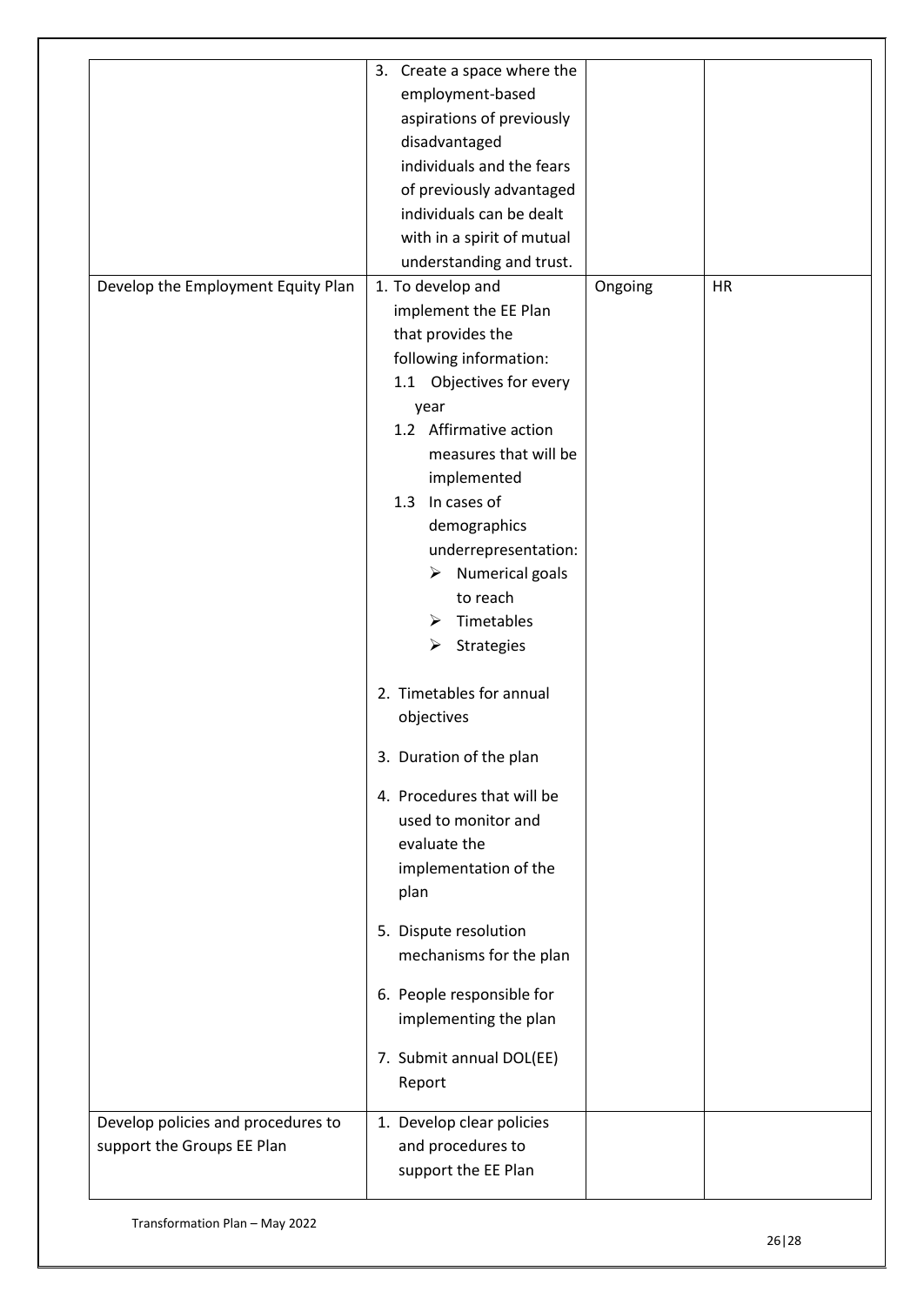| | | | |
|---|---|---|---|
| | 3. Create a space where the employment-based aspirations of previously disadvantaged individuals and the fears of previously advantaged individuals can be dealt with in a spirit of mutual understanding and trust. | | |
| Develop the Employment Equity Plan | 1. To develop and implement the EE Plan that provides the following information:<br>1.1 Objectives for every year<br>1.2 Affirmative action measures that will be implemented<br>1.3 In cases of demographics underrepresentation:<br>➢ Numerical goals to reach<br>➢ Timetables<br>➢ Strategies<br><br>2. Timetables for annual objectives<br><br>3. Duration of the plan<br><br>4. Procedures that will be used to monitor and evaluate the implementation of the plan<br><br>5. Dispute resolution mechanisms for the plan<br><br>6. People responsible for implementing the plan<br><br>7. Submit annual DOL(EE) Report | Ongoing | HR |
| Develop policies and procedures to support the Groups EE Plan | 1. Develop clear policies and procedures to support the EE Plan | | |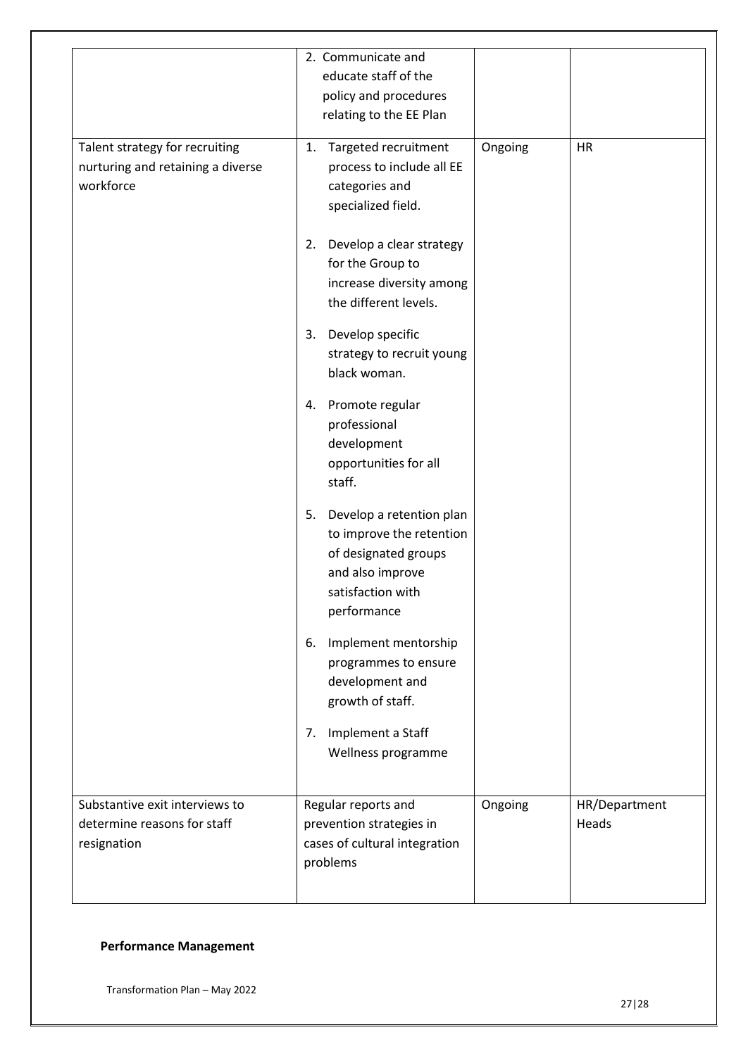| | | | |
|---|---|---|---|
| | 2. Communicate and educate staff of the policy and procedures relating to the EE Plan | | |
| Talent strategy for recruiting nurturing and retaining a diverse workforce | 1. Targeted recruitment process to include all EE categories and specialized field.<br><br>2. Develop a clear strategy for the Group to increase diversity among the different levels.<br><br>3. Develop specific strategy to recruit young black woman.<br><br>4. Promote regular professional development opportunities for all staff.<br><br>5. Develop a retention plan to improve the retention of designated groups and also improve satisfaction with performance<br><br>6. Implement mentorship programmes to ensure development and growth of staff.<br><br>7. Implement a Staff Wellness programme | Ongoing | HR |
| Substantive exit interviews to determine reasons for staff resignation | Regular reports and prevention strategies in cases of cultural integration problems | Ongoing | HR/Department Heads |

**Performance Management**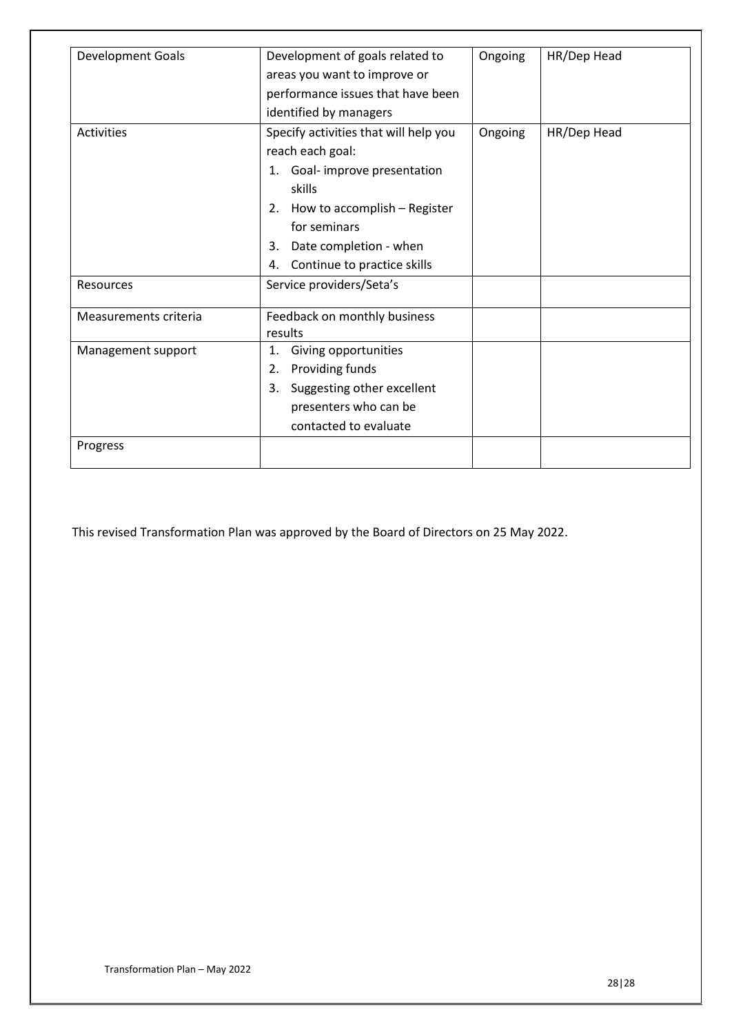| | | | |
|---|---|---|---|
| Development Goals | Development of goals related to areas you want to improve or performance issues that have been identified by managers | Ongoing | HR/Dep Head |
| Activities | Specify activities that will help you reach each goal:<br>1. Goal- improve presentation skills<br>2. How to accomplish – Register for seminars<br>3. Date completion - when<br>4. Continue to practice skills | Ongoing | HR/Dep Head |
| Resources | Service providers/Seta's | | |
| Measurements criteria | Feedback on monthly business results | | |
| Management support | 1. Giving opportunities<br>2. Providing funds<br>3. Suggesting other excellent presenters who can be contacted to evaluate | | |
| Progress | | | |

This revised Transformation Plan was approved by the Board of Directors on 25 May 2022.